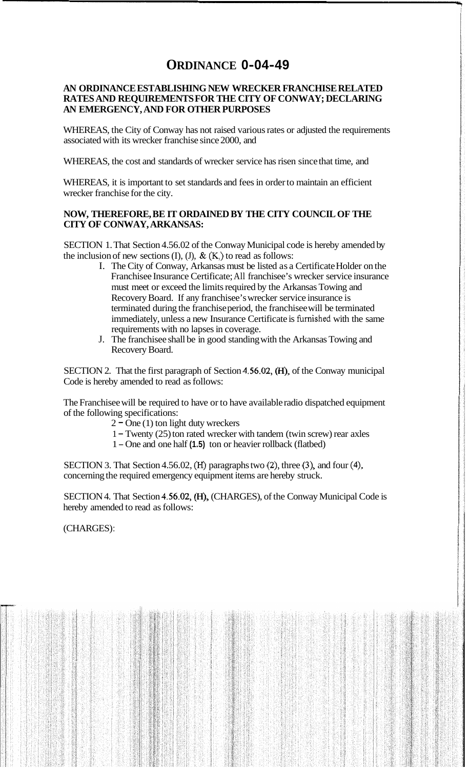# ORDINANCE 0-04-49

**AN ORDINANCE ESTABLISHING NEW WRECKER FRANCHISE RELATED RATES AND REQUIREMENTS FOR THE CITY OF CONWAY; DECLARING AN EMERGENCY, AND FOR OTHER PURPOSES**

WHEREAS, the City of Conway has not raised various rates or adjusted the requirements associated with its wrecker franchise since 2000, and

WHEREAS, the cost and standards of wrecker service has risen since that time, and

WHEREAS, it is important to set standards and fees in order to maintain an efficient wrecker franchise for the city.

**NOW, THEREFORE, BE IT ORDAINED BY THE CITY COUNCIL OF THE CITY OF CONWAY, ARKANSAS:**

SECTION 1. That Section 4.56.02 of the Conway Municipal code is hereby amended by the inclusion of new sections (I), (J), & (K,) to read as follows:

I. The City of Conway, Arkansas must be listed as a Certificate Holder on the Franchisee Insurance Certificate; All franchisee's wrecker service insurance must meet or exceed the limits required by the Arkansas Towing and Recovery Board. If any franchisee's wrecker service insurance is terminated during the franchise period, the franchisee will be terminated immediately, unless a new Insurance Certificate is furnished with the same requirements with no lapses in coverage.

J. The franchisee shall be in good standing with the Arkansas Towing and Recovery Board.

SECTION 2. That the first paragraph of Section 4.56.02, (H), of the Conway municipal Code is hereby amended to read as follows:

The Franchisee will be required to have or to have available radio dispatched equipment of the following specifications:

2 – One (1) ton light duty wreckers
1 – Twenty (25) ton rated wrecker with tandem (twin screw) rear axles
1 – One and one half **(1.5)** ton or heavier rollback (flatbed)

SECTION 3. That Section 4.56.02, (H) paragraphs two (2), three (3), and four (4), concerning the required emergency equipment items are hereby struck.

SECTION 4. That Section 4.56.02, (H), (CHARGES), of the Conway Municipal Code is hereby amended to read as follows:

(CHARGES):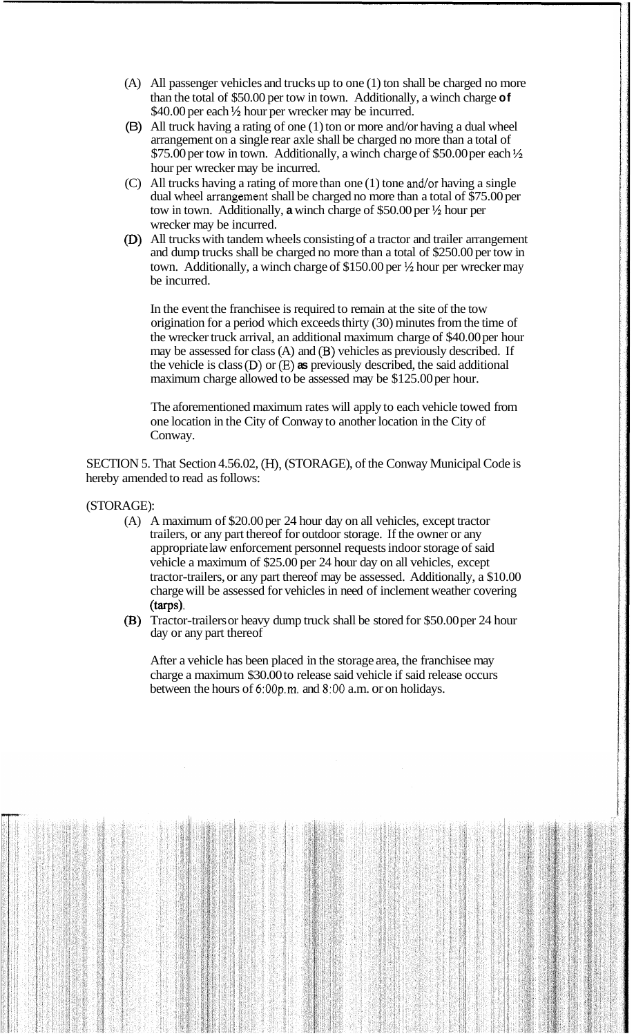(A) All passenger vehicles and trucks up to one (1) ton shall be charged no more than the total of $50.00 per tow in town. Additionally, a winch charge **of** $40.00 per each ½ hour per wrecker may be incurred.

(B) All truck having a rating of one (1) ton or more and/or having a dual wheel arrangement on a single rear axle shall be charged no more than a total of $75.00 per tow in town. Additionally, a winch charge of $50.00 per each ½ hour per wrecker may be incurred.

(C) All trucks having a rating of more than one (1) tone and/or having a single dual wheel arrangement shall be charged no more than a total of $75.00 per tow in town. Additionally, **a** winch charge of $50.00 per ½ hour per wrecker may be incurred.

(D) All trucks with tandem wheels consisting of a tractor and trailer arrangement and dump trucks shall be charged no more than a total of $250.00 per tow in town. Additionally, a winch charge of $150.00 per ½ hour per wrecker may be incurred.

In the event the franchisee is required to remain at the site of the tow origination for a period which exceeds thirty (30) minutes from the time of the wrecker truck arrival, an additional maximum charge of $40.00 per hour may be assessed for class (A) and (B) vehicles as previously described. If the vehicle is class (D) or (E) **as** previously described, the said additional maximum charge allowed to be assessed may be $125.00 per hour.

The aforementioned maximum rates will apply to each vehicle towed from one location in the City of Conway to another location in the City of Conway.

SECTION 5. That Section 4.56.02, (H), (STORAGE), of the Conway Municipal Code is hereby amended to read as follows:

(STORAGE):

(A) A maximum of $20.00 per 24 hour day on all vehicles, except tractor trailers, or any part thereof for outdoor storage. If the owner or any appropriate law enforcement personnel requests indoor storage of said vehicle a maximum of $25.00 per 24 hour day on all vehicles, except tractor-trailers, or any part thereof may be assessed. Additionally, a $10.00 charge will be assessed for vehicles in need of inclement weather covering (tarps).

(B) Tractor-trailers or heavy dump truck shall be stored for $50.00 per 24 hour day or any part thereof

After a vehicle has been placed in the storage area, the franchisee may charge a maximum $30.00 to release said vehicle if said release occurs between the hours of 6:00p.m. and 8:00 a.m. or on holidays.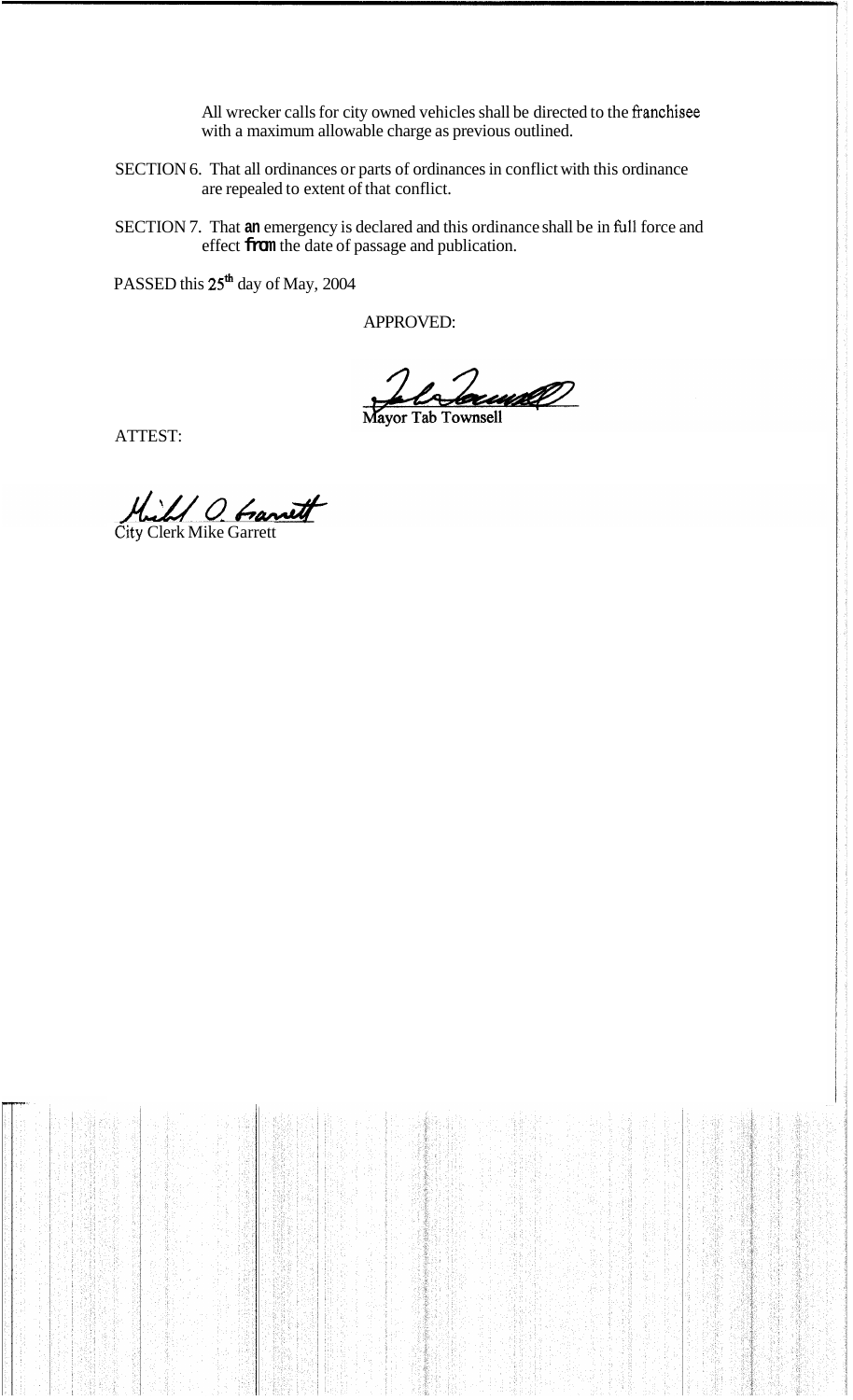All wrecker calls for city owned vehicles shall be directed to the franchisee with a maximum allowable charge as previous outlined.

SECTION 6. That all ordinances or parts of ordinances in conflict with this ordinance are repealed to extent of that conflict.

SECTION 7. That an emergency is declared and this ordinance shall be in full force and effect from the date of passage and publication.

PASSED this 25th day of May, 2004

APPROVED:

Mayor Tab Townsell

ATTEST:

City Clerk Mike Garrett